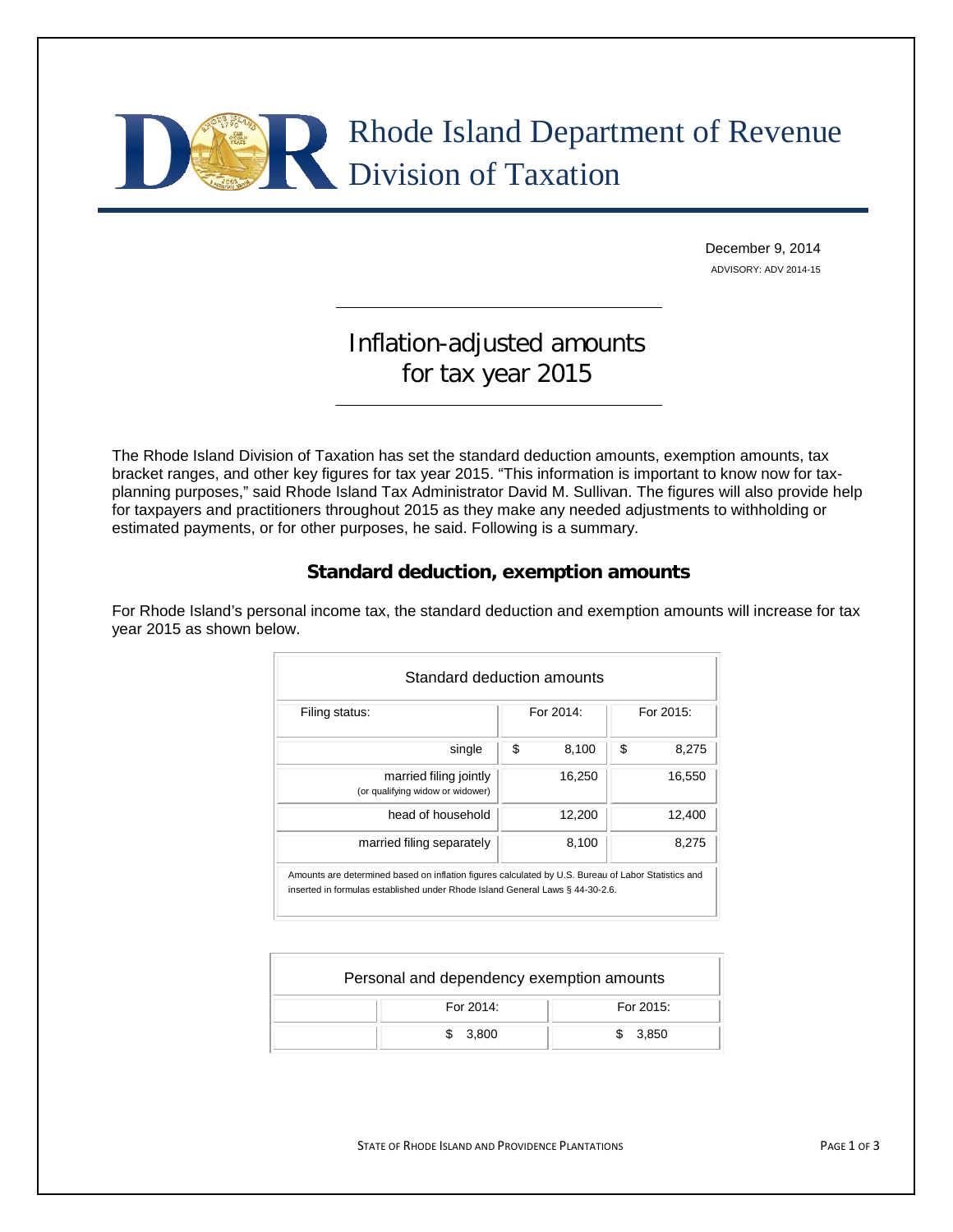# Rhode Island Department of Revenue
# Division of Taxation

December 9, 2014

ADVISORY: ADV 2014-15

## Inflation-adjusted amounts for tax year 2015

The Rhode Island Division of Taxation has set the standard deduction amounts, exemption amounts, tax bracket ranges, and other key figures for tax year 2015. "This information is important to know now for tax-planning purposes," said Rhode Island Tax Administrator David M. Sullivan. The figures will also provide help for taxpayers and practitioners throughout 2015 as they make any needed adjustments to withholding or estimated payments, or for other purposes, he said. Following is a summary.

### Standard deduction, exemption amounts

For Rhode Island's personal income tax, the standard deduction and exemption amounts will increase for tax year 2015 as shown below.

| Standard deduction amounts | | |
|---|---|---|
| Filing status: | For 2014: | For 2015: |
| single | $ 8,100 | $ 8,275 |
| married filing jointly (or qualifying widow or widower) | 16,250 | 16,550 |
| head of household | 12,200 | 12,400 |
| married filing separately | 8,100 | 8,275 |

Amounts are determined based on inflation figures calculated by U.S. Bureau of Labor Statistics and inserted in formulas established under Rhode Island General Laws § 44-30-2.6.

| Personal and dependency exemption amounts | | |
|---|---|---|
| | For 2014: | For 2015: |
| | $ 3,800 | $ 3,850 |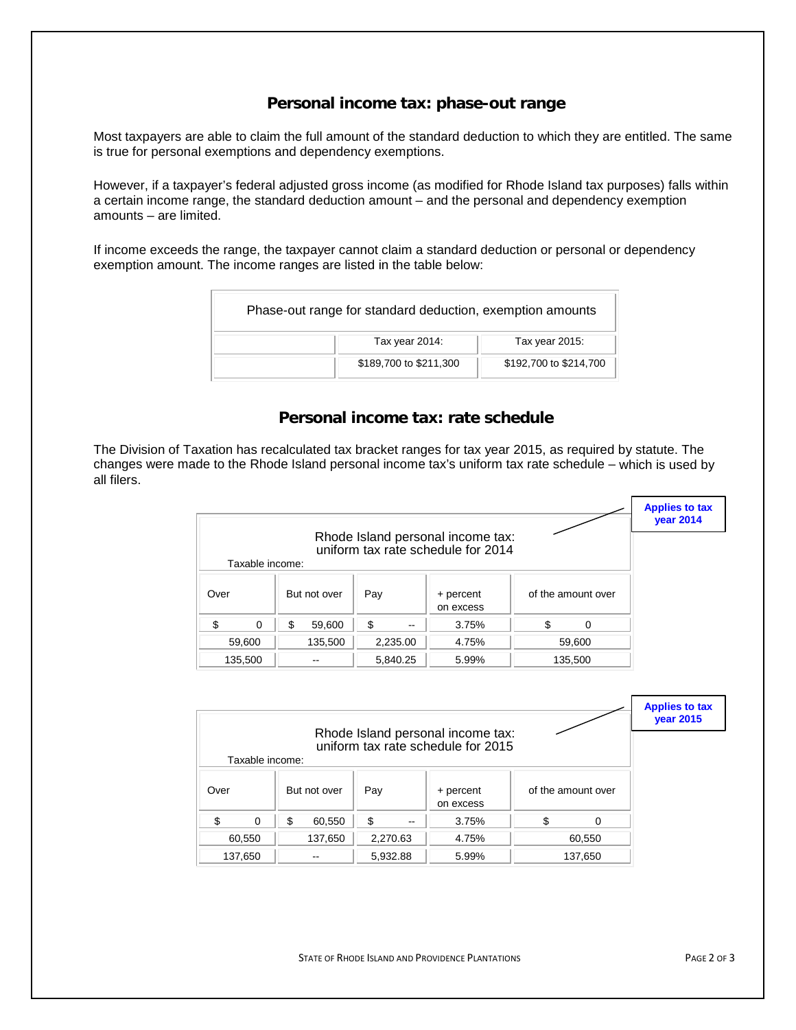## Personal income tax: phase-out range

Most taxpayers are able to claim the full amount of the standard deduction to which they are entitled. The same is true for personal exemptions and dependency exemptions.

However, if a taxpayer's federal adjusted gross income (as modified for Rhode Island tax purposes) falls within a certain income range, the standard deduction amount – and the personal and dependency exemption amounts – are limited.

If income exceeds the range, the taxpayer cannot claim a standard deduction or personal or dependency exemption amount. The income ranges are listed in the table below:

| Phase-out range for standard deduction, exemption amounts | | |
|---|---|---|
| | Tax year 2014: | Tax year 2015: |
| | $189,700 to $211,300 | $192,700 to $214,700 |

## Personal income tax: rate schedule

The Division of Taxation has recalculated tax bracket ranges for tax year 2015, as required by statute. The changes were made to the Rhode Island personal income tax's uniform tax rate schedule – which is used by all filers.

**Applies to tax year 2014**

Rhode Island personal income tax: uniform tax rate schedule for 2014

Taxable income:

| Over | But not over | Pay | + percent on excess | of the amount over |
|---|---|---|---|---|
| $ 0 | $ 59,600 | $ -- | 3.75% | $ 0 |
| 59,600 | 135,500 | 2,235.00 | 4.75% | 59,600 |
| 135,500 | -- | 5,840.25 | 5.99% | 135,500 |

**Applies to tax year 2015**

Rhode Island personal income tax: uniform tax rate schedule for 2015

Taxable income:

| Over | But not over | Pay | + percent on excess | of the amount over |
|---|---|---|---|---|
| $ 0 | $ 60,550 | $ -- | 3.75% | $ 0 |
| 60,550 | 137,650 | 2,270.63 | 4.75% | 60,550 |
| 137,650 | -- | 5,932.88 | 5.99% | 137,650 |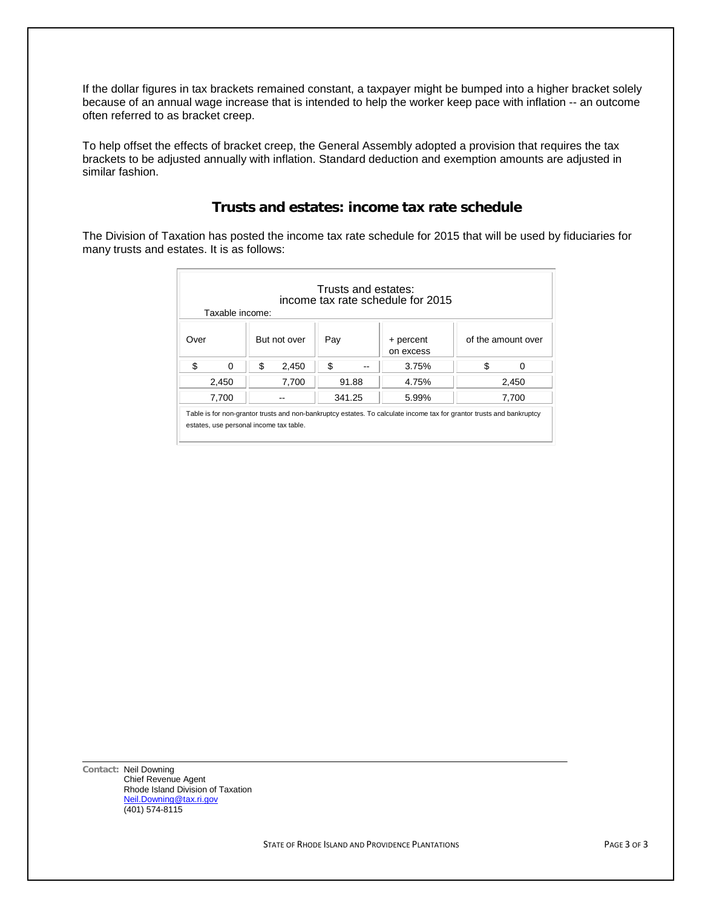If the dollar figures in tax brackets remained constant, a taxpayer might be bumped into a higher bracket solely because of an annual wage increase that is intended to help the worker keep pace with inflation -- an outcome often referred to as bracket creep.

To help offset the effects of bracket creep, the General Assembly adopted a provision that requires the tax brackets to be adjusted annually with inflation. Standard deduction and exemption amounts are adjusted in similar fashion.

## Trusts and estates: income tax rate schedule

The Division of Taxation has posted the income tax rate schedule for 2015 that will be used by fiduciaries for many trusts and estates. It is as follows:

Trusts and estates:
income tax rate schedule for 2015

Taxable income:

| Over | But not over | Pay | + percent on excess | of the amount over |
|---|---|---|---|---|
| $ 0 | $ 2,450 | $ -- | 3.75% | $ 0 |
| 2,450 | 7,700 | 91.88 | 4.75% | 2,450 |
| 7,700 | -- | 341.25 | 5.99% | 7,700 |

Table is for non-grantor trusts and non-bankruptcy estates. To calculate income tax for grantor trusts and bankruptcy estates, use personal income tax table.

**Contact:** Neil Downing
Chief Revenue Agent
Rhode Island Division of Taxation
Neil.Downing@tax.ri.gov
(401) 574-8115